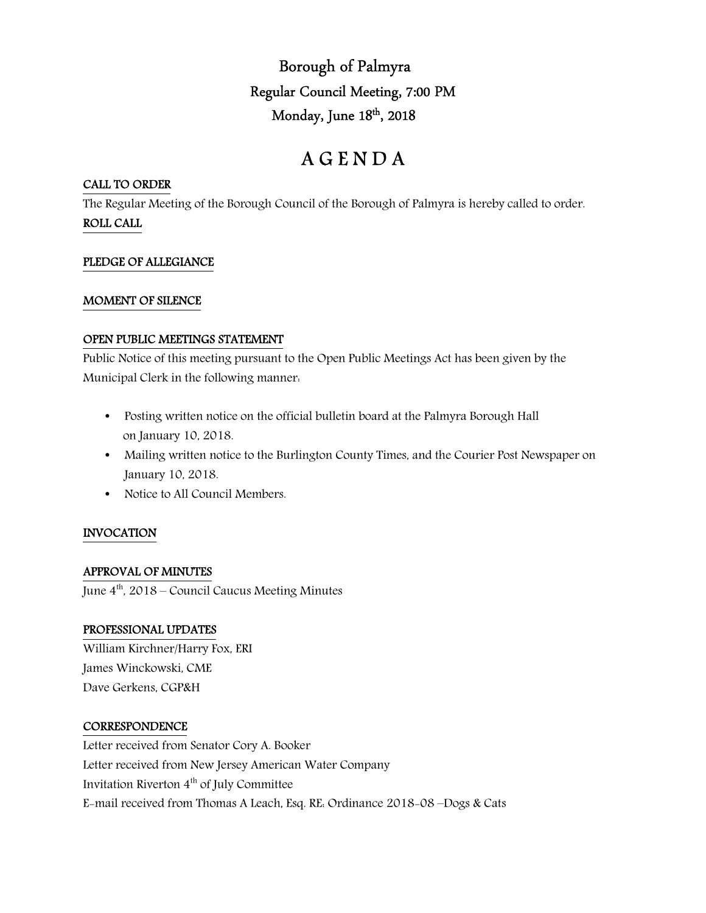# Borough of Palmyra

## Regular Council Meeting, 7:00 PM

## Monday, June 18th, 2018

# A G E N D A

**CALL TO ORDER**

The Regular Meeting of the Borough Council of the Borough of Palmyra is hereby called to order.

**ROLL CALL**

**PLEDGE OF ALLEGIANCE**

**MOMENT OF SILENCE**

**OPEN PUBLIC MEETINGS STATEMENT**

Public Notice of this meeting pursuant to the Open Public Meetings Act has been given by the Municipal Clerk in the following manner:

- Posting written notice on the official bulletin board at the Palmyra Borough Hall on January 10, 2018.
- Mailing written notice to the Burlington County Times, and the Courier Post Newspaper on January 10, 2018.
- Notice to All Council Members.

**INVOCATION**

**APPROVAL OF MINUTES**

June 4th, 2018 – Council Caucus Meeting Minutes

**PROFESSIONAL UPDATES**

William Kirchner/Harry Fox, ERI
James Winckowski, CME
Dave Gerkens, CGP&H

**CORRESPONDENCE**

Letter received from Senator Cory A. Booker
Letter received from New Jersey American Water Company
Invitation Riverton 4th of July Committee
E-mail received from Thomas A Leach, Esq. RE: Ordinance 2018-08 –Dogs & Cats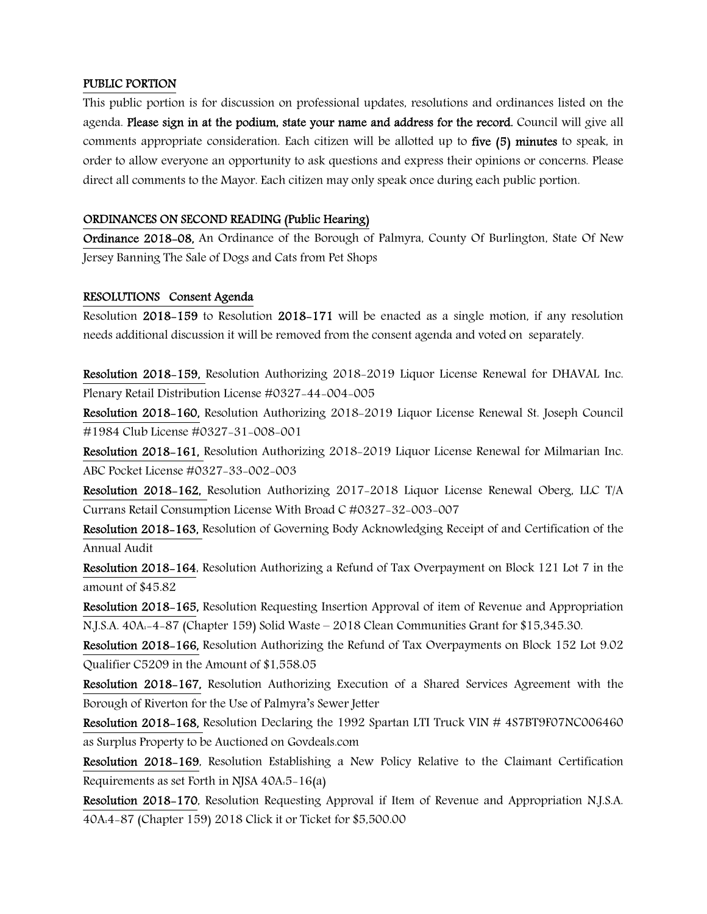## PUBLIC PORTION

This public portion is for discussion on professional updates, resolutions and ordinances listed on the agenda. **Please sign in at the podium, state your name and address for the record.** Council will give all comments appropriate consideration. Each citizen will be allotted up to **five (5) minutes** to speak, in order to allow everyone an opportunity to ask questions and express their opinions or concerns. Please direct all comments to the Mayor. Each citizen may only speak once during each public portion.

## ORDINANCES ON SECOND READING (Public Hearing)

**Ordinance 2018-08,** An Ordinance of the Borough of Palmyra, County Of Burlington, State Of New Jersey Banning The Sale of Dogs and Cats from Pet Shops

## RESOLUTIONS Consent Agenda

Resolution **2018-159** to Resolution **2018-171** will be enacted as a single motion, if any resolution needs additional discussion it will be removed from the consent agenda and voted on separately.

**Resolution 2018-159,** Resolution Authorizing 2018-2019 Liquor License Renewal for DHAVAL Inc. Plenary Retail Distribution License #0327-44-004-005

**Resolution 2018-160,** Resolution Authorizing 2018-2019 Liquor License Renewal St. Joseph Council #1984 Club License #0327-31-008-001

**Resolution 2018-161,** Resolution Authorizing 2018-2019 Liquor License Renewal for Milmarian Inc. ABC Pocket License #0327-33-002-003

**Resolution 2018-162,** Resolution Authorizing 2017-2018 Liquor License Renewal Oberg, LLC T/A Currans Retail Consumption License With Broad C #0327-32-003-007

**Resolution 2018-163,** Resolution of Governing Body Acknowledging Receipt of and Certification of the Annual Audit

**Resolution 2018-164**, Resolution Authorizing a Refund of Tax Overpayment on Block 121 Lot 7 in the amount of $45.82

**Resolution 2018-165,** Resolution Requesting Insertion Approval of item of Revenue and Appropriation N.J.S.A. 40A:-4-87 (Chapter 159) Solid Waste – 2018 Clean Communities Grant for $15,345.30.

**Resolution 2018-166,** Resolution Authorizing the Refund of Tax Overpayments on Block 152 Lot 9.02 Qualifier C5209 in the Amount of $1,558.05

**Resolution 2018-167,** Resolution Authorizing Execution of a Shared Services Agreement with the Borough of Riverton for the Use of Palmyra's Sewer Jetter

**Resolution 2018-168,** Resolution Declaring the 1992 Spartan LTI Truck VIN # 4S7BT9F07NC006460 as Surplus Property to be Auctioned on Govdeals.com

**Resolution 2018-169**, Resolution Establishing a New Policy Relative to the Claimant Certification Requirements as set Forth in NJSA 40A:5-16(a)

**Resolution 2018-170**, Resolution Requesting Approval if Item of Revenue and Appropriation N.J.S.A. 40A:4-87 (Chapter 159) 2018 Click it or Ticket for $5,500.00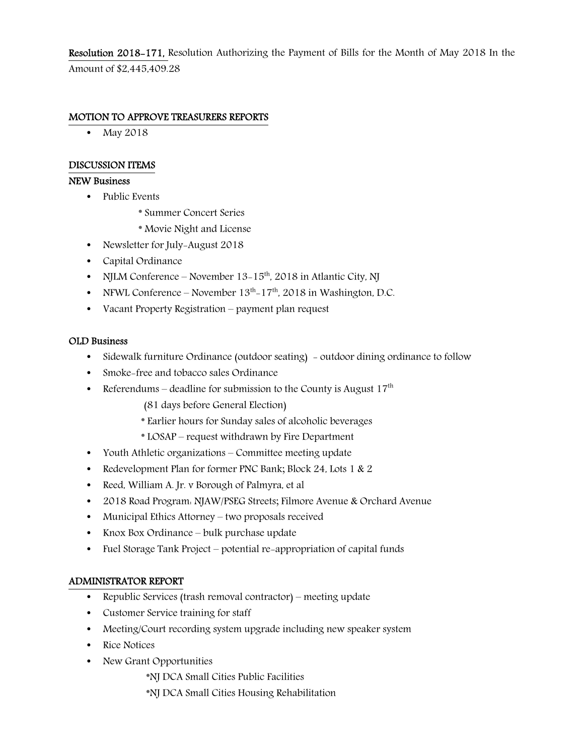**Resolution 2018-171,** Resolution Authorizing the Payment of Bills for the Month of May 2018 In the Amount of $2,445,409.28

**MOTION TO APPROVE TREASURERS REPORTS**

- May 2018

**DISCUSSION ITEMS**

**NEW Business**

- Public Events
  - * Summer Concert Series
  - * Movie Night and License
- Newsletter for July-August 2018
- Capital Ordinance
- NJLM Conference – November 13-15th, 2018 in Atlantic City, NJ
- NFWL Conference – November 13th-17th, 2018 in Washington, D.C.
- Vacant Property Registration – payment plan request

**OLD Business**

- Sidewalk furniture Ordinance (outdoor seating) - outdoor dining ordinance to follow
- Smoke-free and tobacco sales Ordinance
- Referendums – deadline for submission to the County is August 17th
  (81 days before General Election)
  - * Earlier hours for Sunday sales of alcoholic beverages
  - * LOSAP – request withdrawn by Fire Department
- Youth Athletic organizations – Committee meeting update
- Redevelopment Plan for former PNC Bank; Block 24, Lots 1 & 2
- Reed, William A. Jr. v Borough of Palmyra, et al
- 2018 Road Program: NJAW/PSEG Streets; Filmore Avenue & Orchard Avenue
- Municipal Ethics Attorney – two proposals received
- Knox Box Ordinance – bulk purchase update
- Fuel Storage Tank Project – potential re-appropriation of capital funds

**ADMINISTRATOR REPORT**

- Republic Services (trash removal contractor) – meeting update
- Customer Service training for staff
- Meeting/Court recording system upgrade including new speaker system
- Rice Notices
- New Grant Opportunities
  - *NJ DCA Small Cities Public Facilities
  - *NJ DCA Small Cities Housing Rehabilitation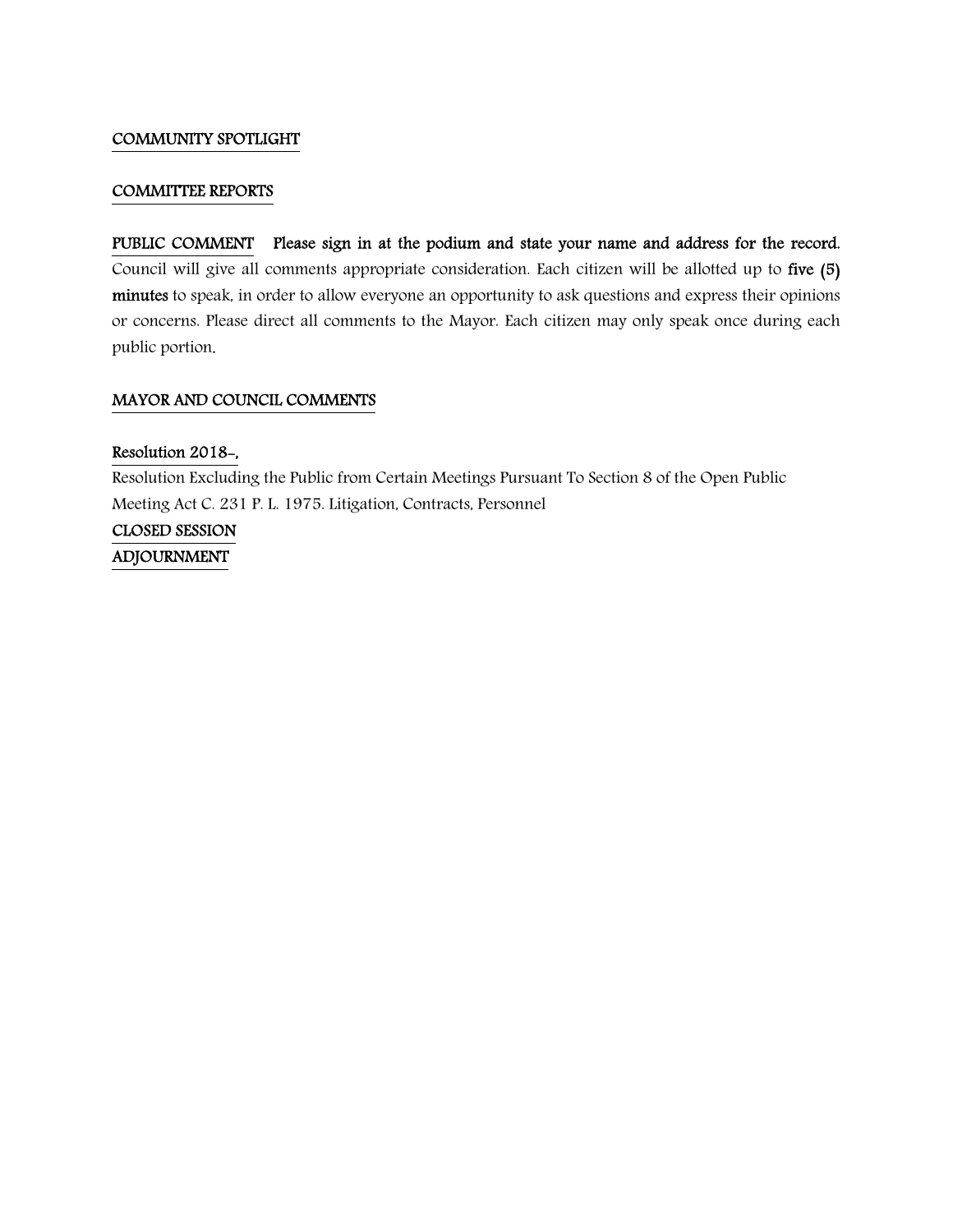**COMMUNITY SPOTLIGHT**

**COMMITTEE REPORTS**

**PUBLIC COMMENT** **Please sign in at the podium and state your name and address for the record.** Council will give all comments appropriate consideration. Each citizen will be allotted up to **five (5) minutes** to speak, in order to allow everyone an opportunity to ask questions and express their opinions or concerns. Please direct all comments to the Mayor. Each citizen may only speak once during each public portion.

**MAYOR AND COUNCIL COMMENTS**

**Resolution 2018-,**

Resolution Excluding the Public from Certain Meetings Pursuant To Section 8 of the Open Public Meeting Act C. 231 P. L. 1975. Litigation, Contracts, Personnel

**CLOSED SESSION**

**ADJOURNMENT**